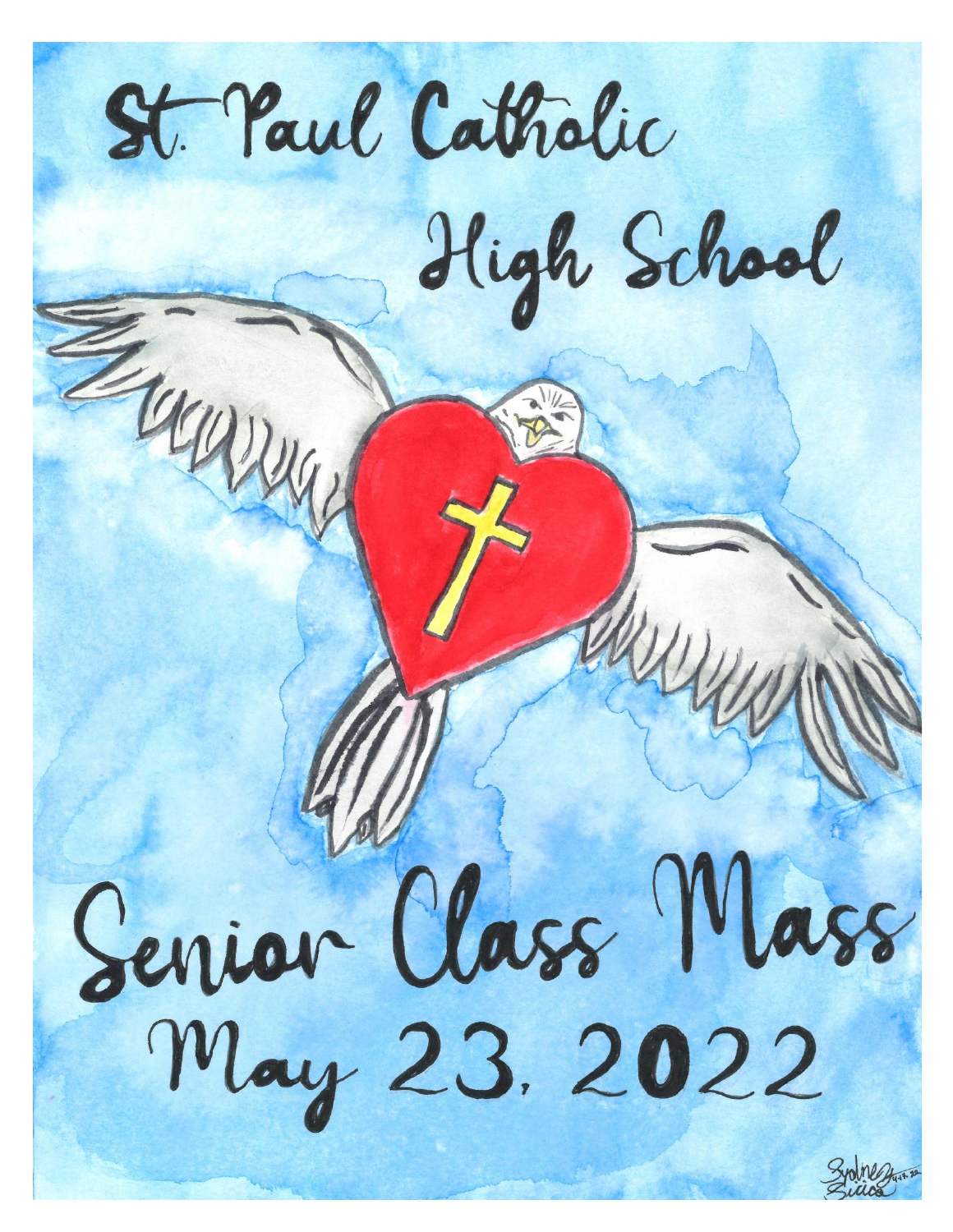# St. Paul Catholic High School

# Senior Class Mass

## May 23, 2022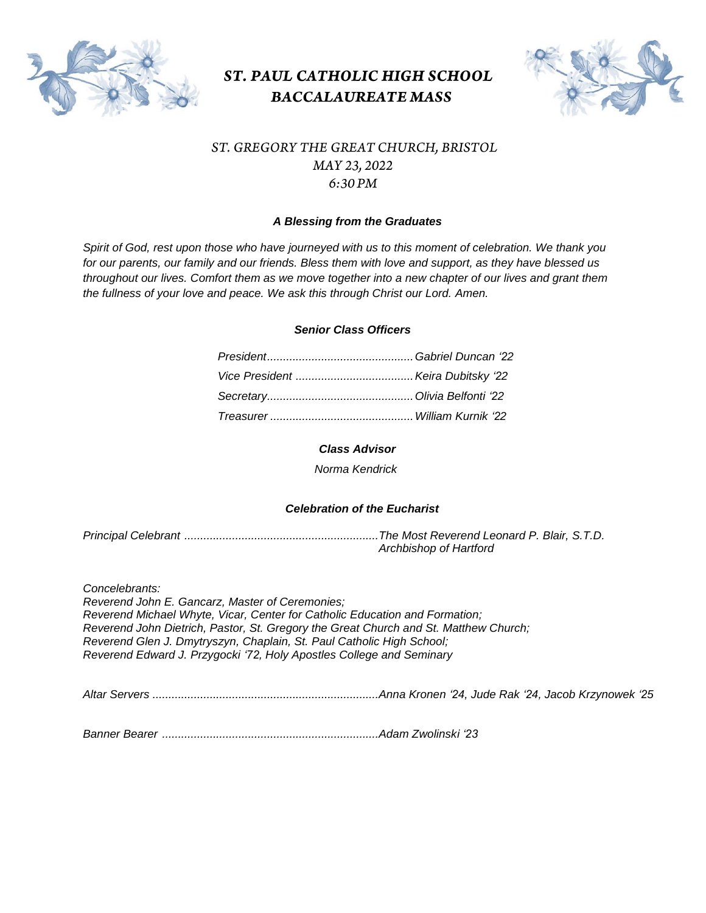# *ST. PAUL CATHOLIC HIGH SCHOOL BACCALAUREATE MASS*

*ST. GREGORY THE GREAT CHURCH, BRISTOL*
*MAY 23, 2022*
*6:30 PM*

### ***A Blessing from the Graduates***

*Spirit of God, rest upon those who have journeyed with us to this moment of celebration. We thank you for our parents, our family and our friends. Bless them with love and support, as they have blessed us throughout our lives. Comfort them as we move together into a new chapter of our lives and grant them the fullness of your love and peace. We ask this through Christ our Lord. Amen.*

### ***Senior Class Officers***

*President..............................................Gabriel Duncan '22*
*Vice President .....................................Keira Dubitsky '22*
*Secretary..............................................Olivia Belfonti '22*
*Treasurer .............................................William Kurnik '22*

### ***Class Advisor***

*Norma Kendrick*

### ***Celebration of the Eucharist***

*Principal Celebrant .............................................................The Most Reverend Leonard P. Blair, S.T.D.*
*Archbishop of Hartford*

*Concelebrants:*
*Reverend John E. Gancarz, Master of Ceremonies;*
*Reverend Michael Whyte, Vicar, Center for Catholic Education and Formation;*
*Reverend John Dietrich, Pastor, St. Gregory the Great Church and St. Matthew Church;*
*Reverend Glen J. Dmytryszyn, Chaplain, St. Paul Catholic High School;*
*Reverend Edward J. Przygocki '72, Holy Apostles College and Seminary*

*Altar Servers .......................................................................Anna Kronen '24, Jude Rak '24, Jacob Krzynowek '25*

*Banner Bearer ....................................................................Adam Zwolinski '23*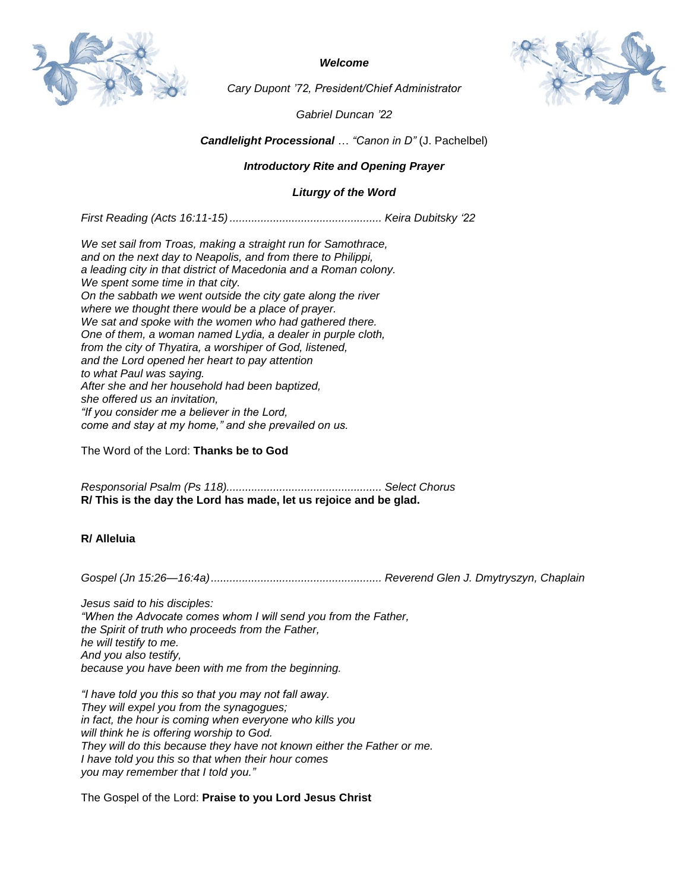***Welcome***

*Cary Dupont ’72, President/Chief Administrator*

*Gabriel Duncan ’22*

***Candlelight Processional*** … *“Canon in D”* (J. Pachelbel)

***Introductory Rite and Opening Prayer***

***Liturgy of the Word***

*First Reading (Acts 16:11-15) ................................................. Keira Dubitsky ‘22*

*We set sail from Troas, making a straight run for Samothrace,*
*and on the next day to Neapolis, and from there to Philippi,*
*a leading city in that district of Macedonia and a Roman colony.*
*We spent some time in that city.*
*On the sabbath we went outside the city gate along the river*
*where we thought there would be a place of prayer.*
*We sat and spoke with the women who had gathered there.*
*One of them, a woman named Lydia, a dealer in purple cloth,*
*from the city of Thyatira, a worshiper of God, listened,*
*and the Lord opened her heart to pay attention*
*to what Paul was saying.*
*After she and her household had been baptized,*
*she offered us an invitation,*
*“If you consider me a believer in the Lord,*
*come and stay at my home,” and she prevailed on us.*

The Word of the Lord: **Thanks be to God**

*Responsorial Psalm (Ps 118).................................................. Select Chorus*
**R/ This is the day the Lord has made, let us rejoice and be glad.**

**R/ Alleluia**

*Gospel (Jn 15:26—16:4a)....................................................... Reverend Glen J. Dmytryszyn, Chaplain*

*Jesus said to his disciples:*
*“When the Advocate comes whom I will send you from the Father,*
*the Spirit of truth who proceeds from the Father,*
*he will testify to me.*
*And you also testify,*
*because you have been with me from the beginning.*

*“I have told you this so that you may not fall away.*
*They will expel you from the synagogues;*
*in fact, the hour is coming when everyone who kills you*
*will think he is offering worship to God.*
*They will do this because they have not known either the Father or me.*
*I have told you this so that when their hour comes*
*you may remember that I told you.”*

The Gospel of the Lord: **Praise to you Lord Jesus Christ**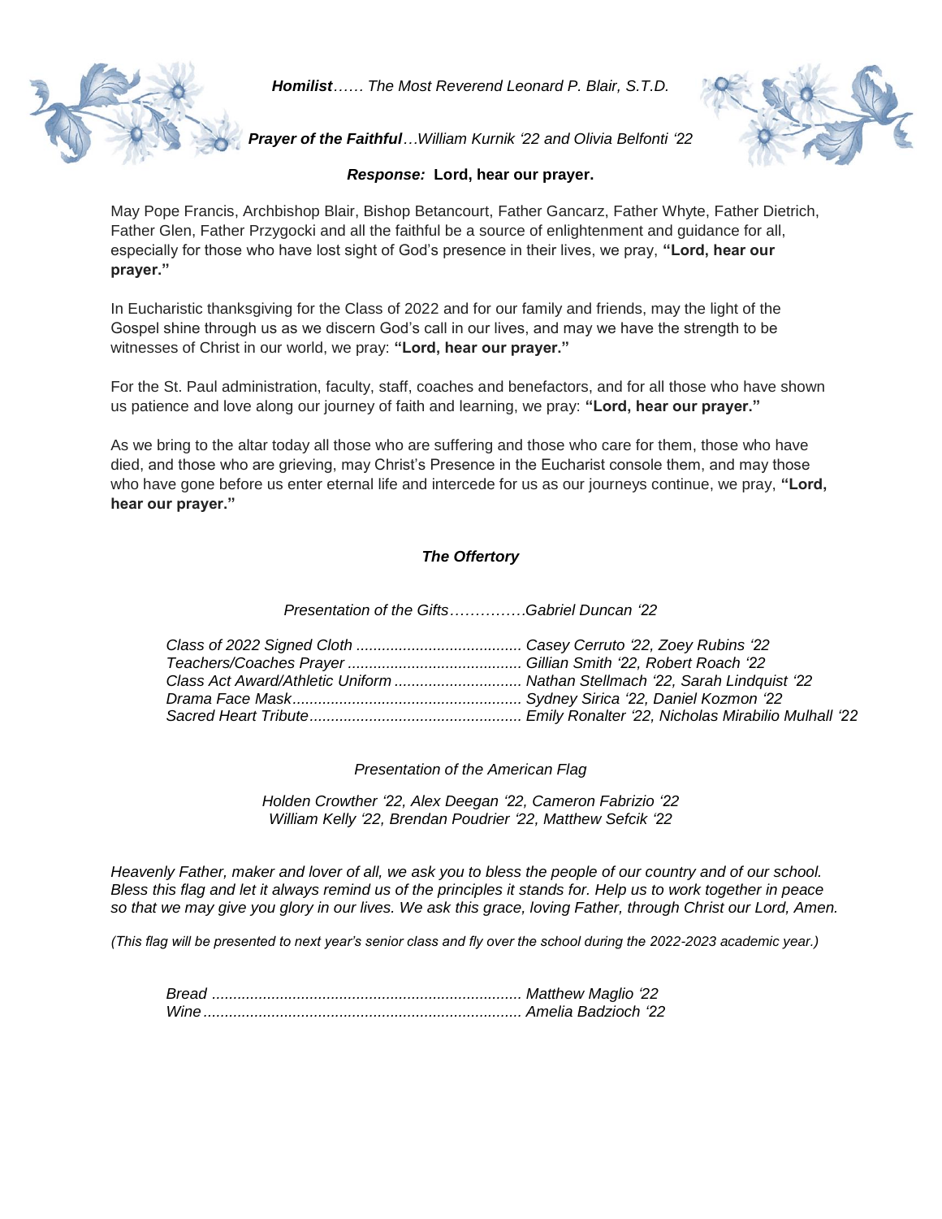***Homilist****…… The Most Reverend Leonard P. Blair, S.T.D.*

***Prayer of the Faithful****…William Kurnik ‘22 and Olivia Belfonti ‘22*

***Response:*** **Lord, hear our prayer.**

May Pope Francis, Archbishop Blair, Bishop Betancourt, Father Gancarz, Father Whyte, Father Dietrich, Father Glen, Father Przygocki and all the faithful be a source of enlightenment and guidance for all, especially for those who have lost sight of God's presence in their lives, we pray, **"Lord, hear our prayer."**

In Eucharistic thanksgiving for the Class of 2022 and for our family and friends, may the light of the Gospel shine through us as we discern God's call in our lives, and may we have the strength to be witnesses of Christ in our world, we pray: **"Lord, hear our prayer."**

For the St. Paul administration, faculty, staff, coaches and benefactors, and for all those who have shown us patience and love along our journey of faith and learning, we pray: **"Lord, hear our prayer."**

As we bring to the altar today all those who are suffering and those who care for them, those who have died, and those who are grieving, may Christ's Presence in the Eucharist console them, and may those who have gone before us enter eternal life and intercede for us as our journeys continue, we pray, **"Lord, hear our prayer."**

***The Offertory***

*Presentation of the Gifts……………Gabriel Duncan ‘22*

*Class of 2022 Signed Cloth ....................................... Casey Cerruto ‘22, Zoey Rubins ‘22*
*Teachers/Coaches Prayer ......................................... Gillian Smith ‘22, Robert Roach ‘22*
*Class Act Award/Athletic Uniform .............................. Nathan Stellmach ‘22, Sarah Lindquist ‘22*
*Drama Face Mask...................................................... Sydney Sirica ‘22, Daniel Kozmon ‘22*
*Sacred Heart Tribute.................................................. Emily Ronalter ‘22, Nicholas Mirabilio Mulhall ‘22*

*Presentation of the American Flag*

*Holden Crowther ‘22, Alex Deegan ‘22, Cameron Fabrizio ‘22*
*William Kelly ‘22, Brendan Poudrier ‘22, Matthew Sefcik ‘22*

*Heavenly Father, maker and lover of all, we ask you to bless the people of our country and of our school. Bless this flag and let it always remind us of the principles it stands for. Help us to work together in peace so that we may give you glory in our lives. We ask this grace, loving Father, through Christ our Lord, Amen.*

*(This flag will be presented to next year's senior class and fly over the school during the 2022-2023 academic year.)*

*Bread ......................................................................... Matthew Maglio ‘22*
*Wine........................................................................... Amelia Badzioch ‘22*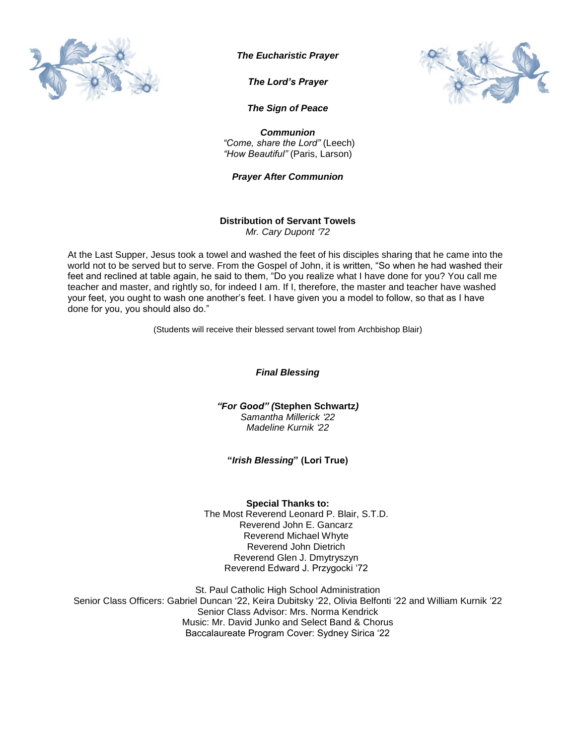***The Eucharistic Prayer***

***The Lord's Prayer***

***The Sign of Peace***

***Communion***
*"Come, share the Lord"* (Leech)
*"How Beautiful"* (Paris, Larson)

***Prayer After Communion***

**Distribution of Servant Towels**
*Mr. Cary Dupont '72*

At the Last Supper, Jesus took a towel and washed the feet of his disciples sharing that he came into the world not to be served but to serve. From the Gospel of John, it is written, "So when he had washed their feet and reclined at table again, he said to them, "Do you realize what I have done for you? You call me teacher and master, and rightly so, for indeed I am. If I, therefore, the master and teacher have washed your feet, you ought to wash one another's feet. I have given you a model to follow, so that as I have done for you, you should also do."

(Students will receive their blessed servant towel from Archbishop Blair)

***Final Blessing***

***"For Good" (*Stephen Schwartz*)***
*Samantha Millerick '22*
*Madeline Kurnik '22*

**"*Irish Blessing*" (Lori True)**

**Special Thanks to:**
The Most Reverend Leonard P. Blair, S.T.D.
Reverend John E. Gancarz
Reverend Michael Whyte
Reverend John Dietrich
Reverend Glen J. Dmytryszyn
Reverend Edward J. Przygocki '72

St. Paul Catholic High School Administration
Senior Class Officers: Gabriel Duncan '22, Keira Dubitsky '22, Olivia Belfonti '22 and William Kurnik '22
Senior Class Advisor: Mrs. Norma Kendrick
Music: Mr. David Junko and Select Band & Chorus
Baccalaureate Program Cover: Sydney Sirica '22